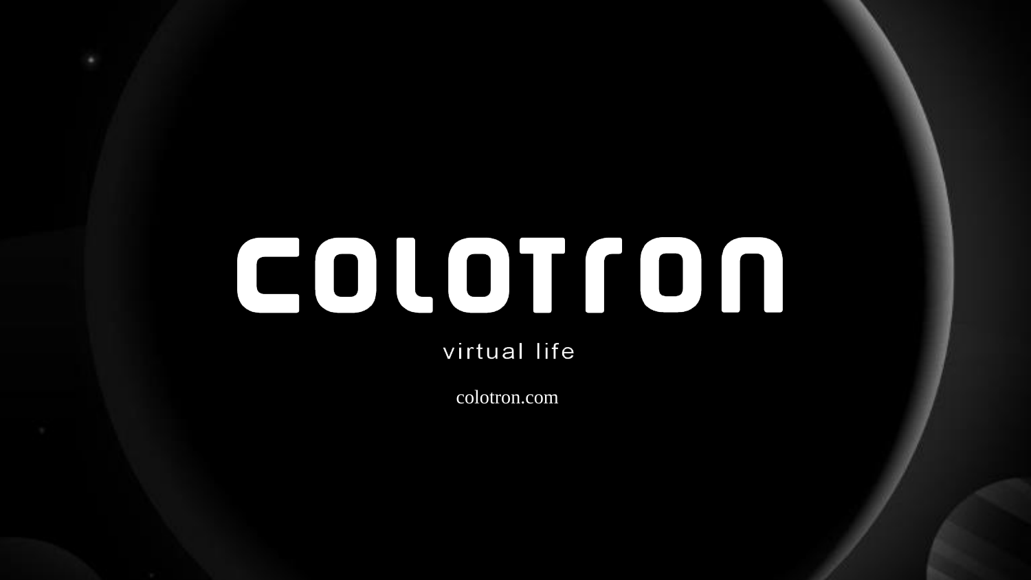# colotron

virtual life

colotron.com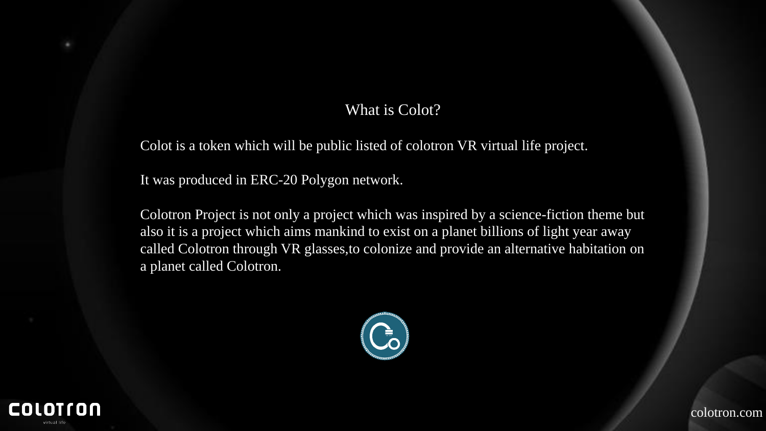## What is Colot?

Colot is a token which will be public listed of colotron VR virtual life project.

It was produced in ERC-20 Polygon network.

Colotron Project is not only a project which was inspired by a science-fiction theme but also it is a project which aims mankind to exist on a planet billions of light year away called Colotron through VR glasses,to colonize and provide an alternative habitation on a planet called Colotron.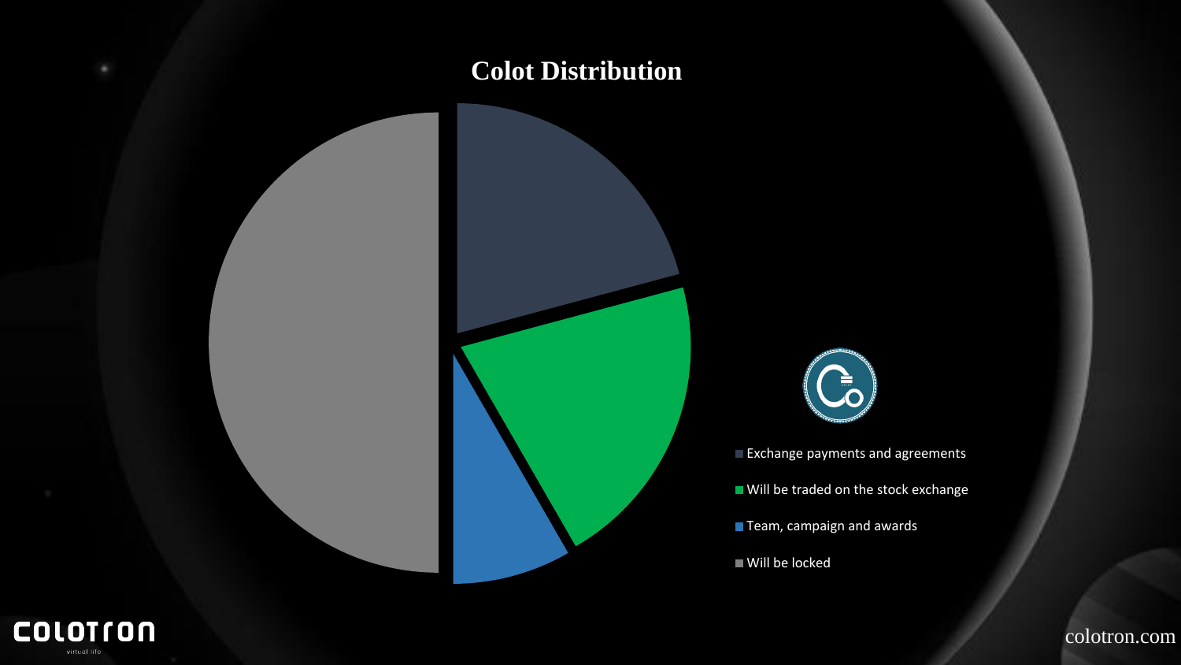# Colot Distribution

- Exchange payments and agreements
- Will be traded on the stock exchange
- Team, campaign and awards
- Will be locked

colotron.com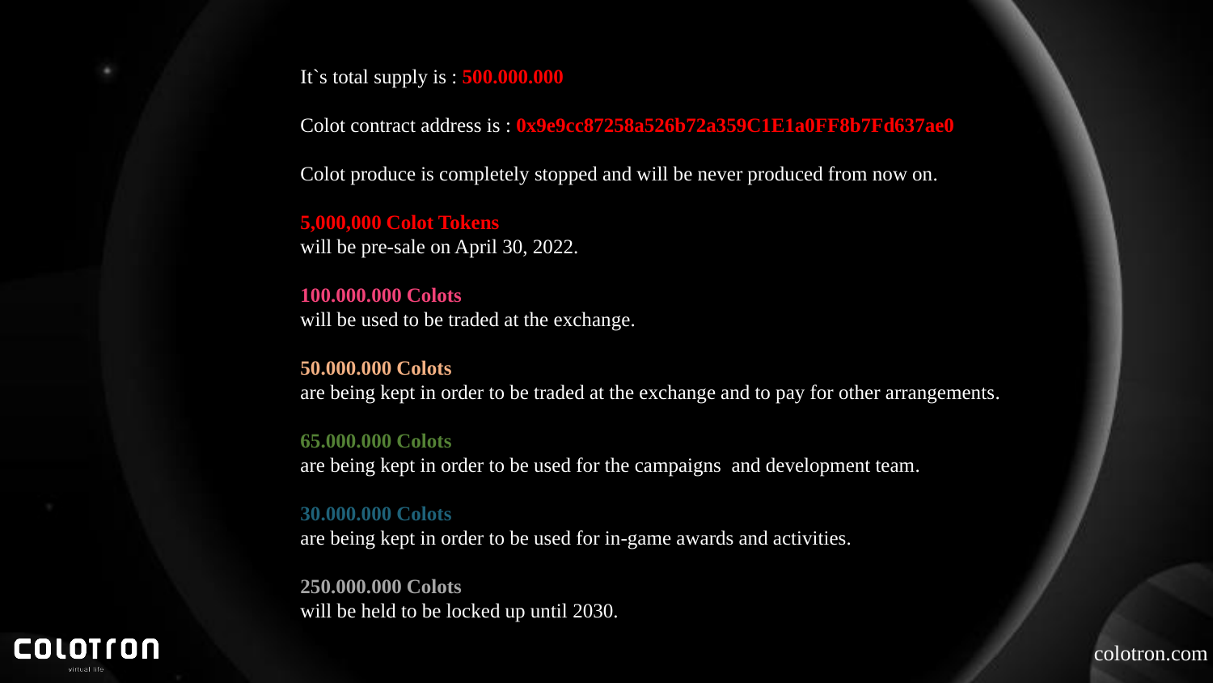It`s total supply is : **500.000.000**

Colot contract address is : **0x9e9cc87258a526b72a359C1E1a0FF8b7Fd637ae0**

Colot produce is completely stopped and will be never produced from now on.

**5,000,000 Colot Tokens**
will be pre-sale on April 30, 2022.

**100.000.000 Colots**
will be used to be traded at the exchange.

**50.000.000 Colots**
are being kept in order to be traded at the exchange and to pay for other arrangements.

**65.000.000 Colots**
are being kept in order to be used for the campaigns and development team.

**30.000.000 Colots**
are being kept in order to be used for in-game awards and activities.

**250.000.000 Colots**
will be held to be locked up until 2030.

COLOTRON
virtual life

colotron.com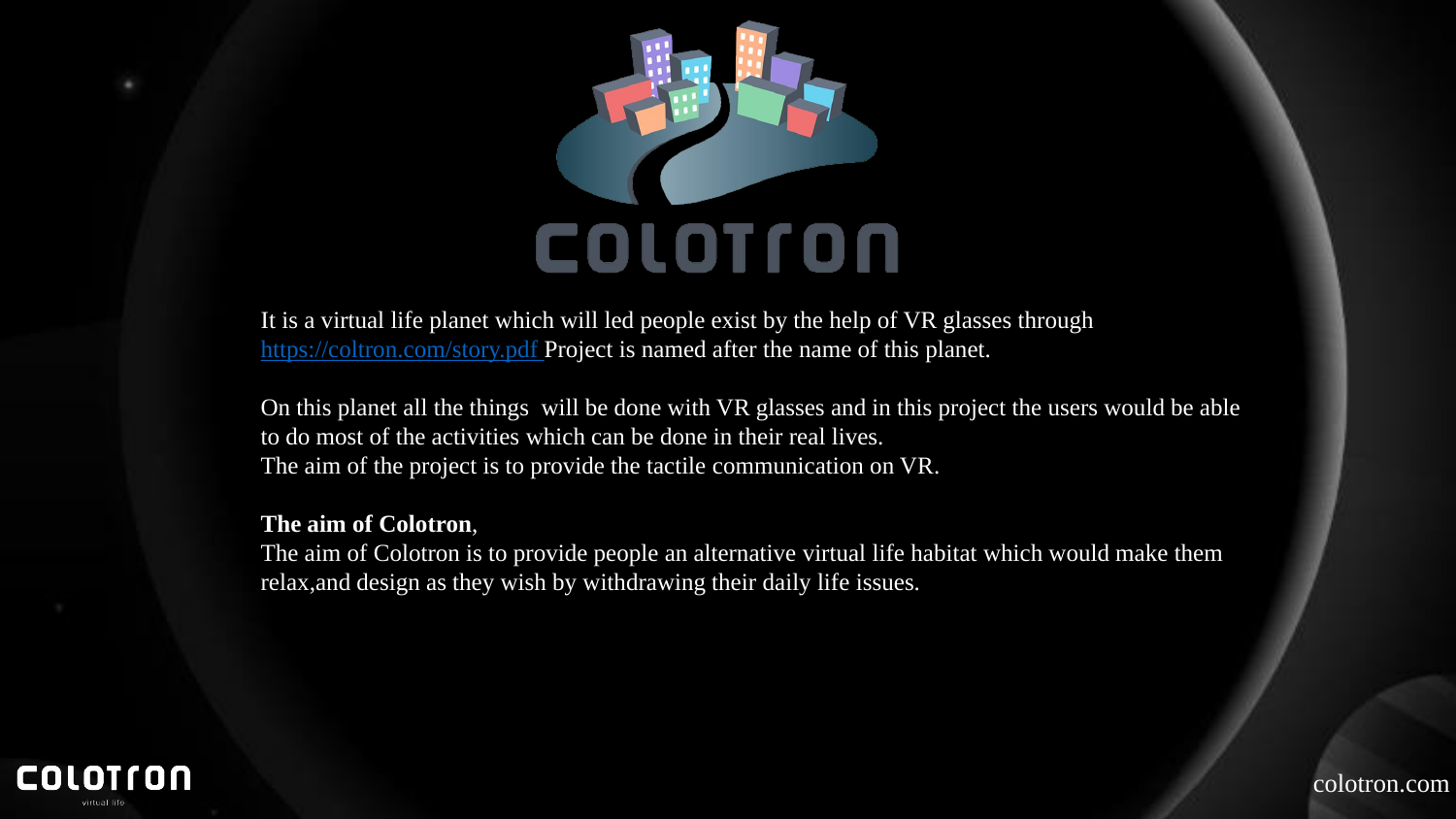# COLOTRON

It is a virtual life planet which will led people exist by the help of VR glasses through https://coltron.com/story.pdf Project is named after the name of this planet.

On this planet all the things will be done with VR glasses and in this project the users would be able to do most of the activities which can be done in their real lives.
The aim of the project is to provide the tactile communication on VR.

**The aim of Colotron**,
The aim of Colotron is to provide people an alternative virtual life habitat which would make them relax,and design as they wish by withdrawing their daily life issues.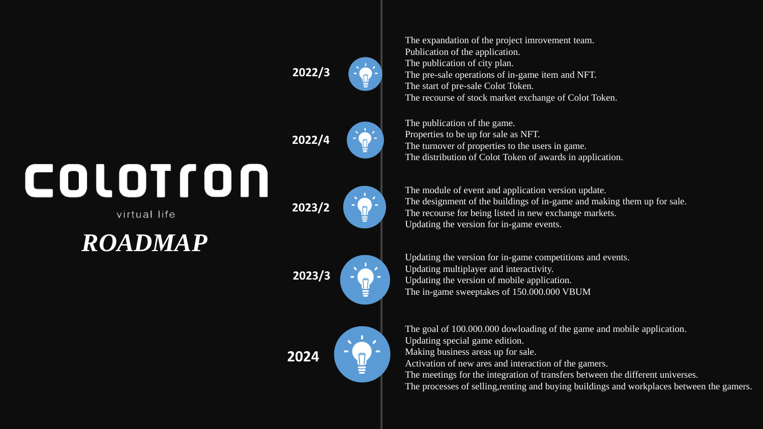# COLOTRON

virtual life

## *ROADMAP*

### 2022/3

The expandation of the project imrovement team.
Publication of the application.
The publication of city plan.
The pre-sale operations of in-game item and NFT.
The start of pre-sale Colot Token.
The recourse of stock market exchange of Colot Token.

### 2022/4

The publication of the game.
Properties to be up for sale as NFT.
The turnover of properties to the users in game.
The distribution of Colot Token of awards in application.

### 2023/2

The module of event and application version update.
The designment of the buildings of in-game and making them up for sale.
The recourse for being listed in new exchange markets.
Updating the version for in-game events.

### 2023/3

Updating the version for in-game competitions and events.
Updating multiplayer and interactivity.
Updating the version of mobile application.
The in-game sweeptakes of 150.000.000 VBUM

### 2024

The goal of 100.000.000 dowloading of the game and mobile application.
Updating special game edition.
Making business areas up for sale.
Activation of new ares and interaction of the gamers.
The meetings for the integration of transfers between the different universes.
The processes of selling,renting and buying buildings and workplaces between the gamers.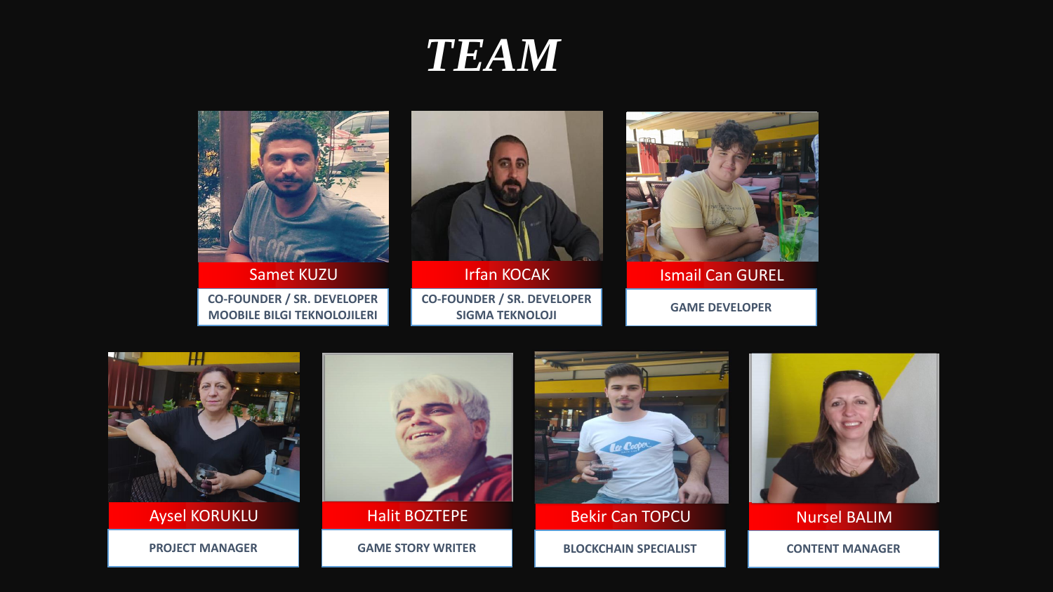# TEAM

**Samet KUZU**
CO-FOUNDER / SR. DEVELOPER
MOOBILE BILGI TEKNOLOJILERI

**Irfan KOCAK**
CO-FOUNDER / SR. DEVELOPER
SIGMA TEKNOLOJI

**Ismail Can GUREL**
GAME DEVELOPER

**Aysel KORUKLU**
PROJECT MANAGER

**Halit BOZTEPE**
GAME STORY WRITER

**Bekir Can TOPCU**
BLOCKCHAIN SPECIALIST

**Nursel BALIM**
CONTENT MANAGER